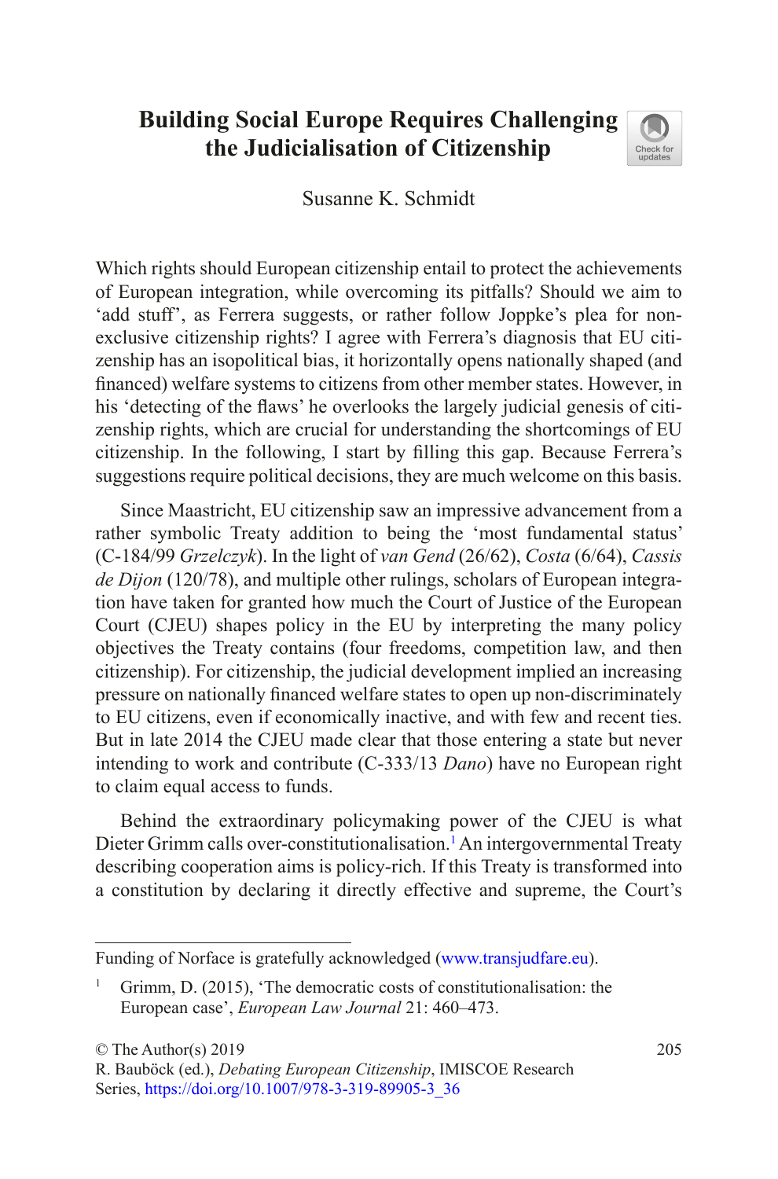# Building Social Europe Requires Challenging the Judicialisation of Citizenship

Susanne K. Schmidt

Which rights should European citizenship entail to protect the achievements of European integration, while overcoming its pitfalls? Should we aim to 'add stuff', as Ferrera suggests, or rather follow Joppke's plea for non-exclusive citizenship rights? I agree with Ferrera's diagnosis that EU citizenship has an isopolitical bias, it horizontally opens nationally shaped (and financed) welfare systems to citizens from other member states. However, in his 'detecting of the flaws' he overlooks the largely judicial genesis of citizenship rights, which are crucial for understanding the shortcomings of EU citizenship. In the following, I start by filling this gap. Because Ferrera's suggestions require political decisions, they are much welcome on this basis.

Since Maastricht, EU citizenship saw an impressive advancement from a rather symbolic Treaty addition to being the 'most fundamental status' (C-184/99 *Grzelczyk*). In the light of *van Gend* (26/62), *Costa* (6/64), *Cassis de Dijon* (120/78), and multiple other rulings, scholars of European integration have taken for granted how much the Court of Justice of the European Court (CJEU) shapes policy in the EU by interpreting the many policy objectives the Treaty contains (four freedoms, competition law, and then citizenship). For citizenship, the judicial development implied an increasing pressure on nationally financed welfare states to open up non-discriminately to EU citizens, even if economically inactive, and with few and recent ties. But in late 2014 the CJEU made clear that those entering a state but never intending to work and contribute (C-333/13 *Dano*) have no European right to claim equal access to funds.

Behind the extraordinary policymaking power of the CJEU is what Dieter Grimm calls over-constitutionalisation.[1] An intergovernmental Treaty describing cooperation aims is policy-rich. If this Treaty is transformed into a constitution by declaring it directly effective and supreme, the Court's

---

Funding of Norface is gratefully acknowledged (www.transjudfare.eu).

[1] Grimm, D. (2015), 'The democratic costs of constitutionalisation: the European case', *European Law Journal* 21: 460–473.

© The Author(s) 2019
R. Bauböck (ed.), *Debating European Citizenship*, IMISCOE Research Series, https://doi.org/10.1007/978-3-319-89905-3_36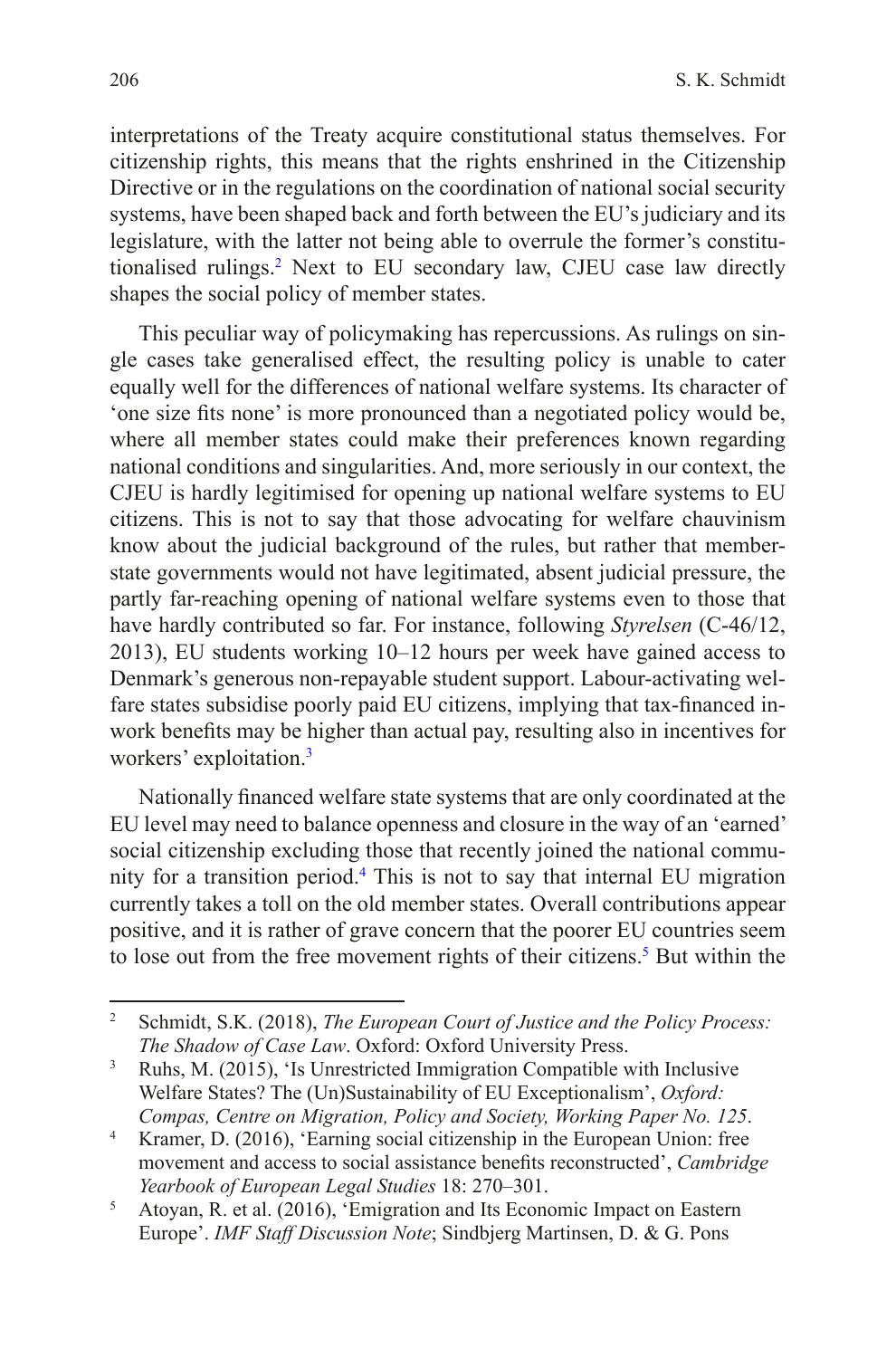interpretations of the Treaty acquire constitutional status themselves. For citizenship rights, this means that the rights enshrined in the Citizenship Directive or in the regulations on the coordination of national social security systems, have been shaped back and forth between the EU's judiciary and its legislature, with the latter not being able to overrule the former's constitutionalised rulings.[2] Next to EU secondary law, CJEU case law directly shapes the social policy of member states.

This peculiar way of policymaking has repercussions. As rulings on single cases take generalised effect, the resulting policy is unable to cater equally well for the differences of national welfare systems. Its character of 'one size fits none' is more pronounced than a negotiated policy would be, where all member states could make their preferences known regarding national conditions and singularities. And, more seriously in our context, the CJEU is hardly legitimised for opening up national welfare systems to EU citizens. This is not to say that those advocating for welfare chauvinism know about the judicial background of the rules, but rather that member-state governments would not have legitimated, absent judicial pressure, the partly far-reaching opening of national welfare systems even to those that have hardly contributed so far. For instance, following *Styrelsen* (C-46/12, 2013), EU students working 10–12 hours per week have gained access to Denmark's generous non-repayable student support. Labour-activating welfare states subsidise poorly paid EU citizens, implying that tax-financed in-work benefits may be higher than actual pay, resulting also in incentives for workers' exploitation.[3]

Nationally financed welfare state systems that are only coordinated at the EU level may need to balance openness and closure in the way of an 'earned' social citizenship excluding those that recently joined the national community for a transition period.[4] This is not to say that internal EU migration currently takes a toll on the old member states. Overall contributions appear positive, and it is rather of grave concern that the poorer EU countries seem to lose out from the free movement rights of their citizens.[5] But within the

---

[2] Schmidt, S.K. (2018), *The European Court of Justice and the Policy Process: The Shadow of Case Law*. Oxford: Oxford University Press.

[3] Ruhs, M. (2015), 'Is Unrestricted Immigration Compatible with Inclusive Welfare States? The (Un)Sustainability of EU Exceptionalism', *Oxford: Compas, Centre on Migration, Policy and Society, Working Paper No. 125*.

[4] Kramer, D. (2016), 'Earning social citizenship in the European Union: free movement and access to social assistance benefits reconstructed', *Cambridge Yearbook of European Legal Studies* 18: 270–301.

[5] Atoyan, R. et al. (2016), 'Emigration and Its Economic Impact on Eastern Europe'. *IMF Staff Discussion Note*; Sindbjerg Martinsen, D. & G. Pons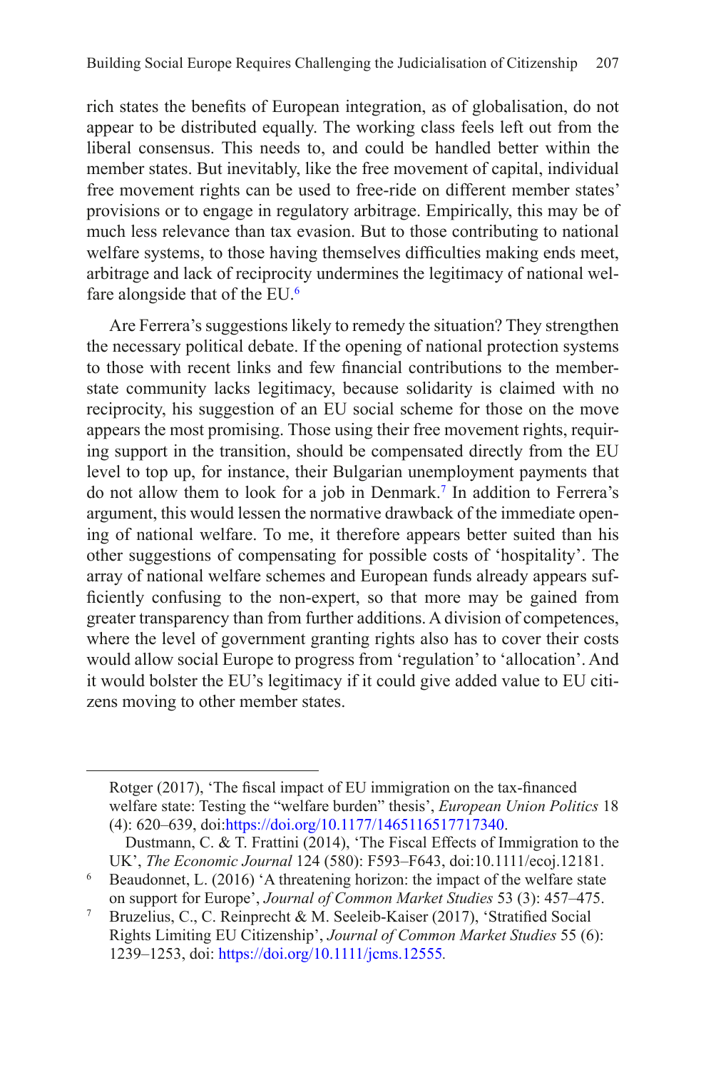rich states the benefits of European integration, as of globalisation, do not appear to be distributed equally. The working class feels left out from the liberal consensus. This needs to, and could be handled better within the member states. But inevitably, like the free movement of capital, individual free movement rights can be used to free-ride on different member states' provisions or to engage in regulatory arbitrage. Empirically, this may be of much less relevance than tax evasion. But to those contributing to national welfare systems, to those having themselves difficulties making ends meet, arbitrage and lack of reciprocity undermines the legitimacy of national welfare alongside that of the EU.[6]

Are Ferrera's suggestions likely to remedy the situation? They strengthen the necessary political debate. If the opening of national protection systems to those with recent links and few financial contributions to the member-state community lacks legitimacy, because solidarity is claimed with no reciprocity, his suggestion of an EU social scheme for those on the move appears the most promising. Those using their free movement rights, requiring support in the transition, should be compensated directly from the EU level to top up, for instance, their Bulgarian unemployment payments that do not allow them to look for a job in Denmark.[7] In addition to Ferrera's argument, this would lessen the normative drawback of the immediate opening of national welfare. To me, it therefore appears better suited than his other suggestions of compensating for possible costs of 'hospitality'. The array of national welfare schemes and European funds already appears sufficiently confusing to the non-expert, so that more may be gained from greater transparency than from further additions. A division of competences, where the level of government granting rights also has to cover their costs would allow social Europe to progress from 'regulation' to 'allocation'. And it would bolster the EU's legitimacy if it could give added value to EU citizens moving to other member states.

---

Rotger (2017), 'The fiscal impact of EU immigration on the tax-financed welfare state: Testing the "welfare burden" thesis', *European Union Politics* 18 (4): 620–639, doi:https://doi.org/10.1177/1465116517717340.
Dustmann, C. & T. Frattini (2014), 'The Fiscal Effects of Immigration to the UK', *The Economic Journal* 124 (580): F593–F643, doi:10.1111/ecoj.12181.

[6] Beaudonnet, L. (2016) 'A threatening horizon: the impact of the welfare state on support for Europe', *Journal of Common Market Studies* 53 (3): 457–475.

[7] Bruzelius, C., C. Reinprecht & M. Seeleib-Kaiser (2017), 'Stratified Social Rights Limiting EU Citizenship', *Journal of Common Market Studies* 55 (6): 1239–1253, doi: https://doi.org/10.1111/jcms.12555.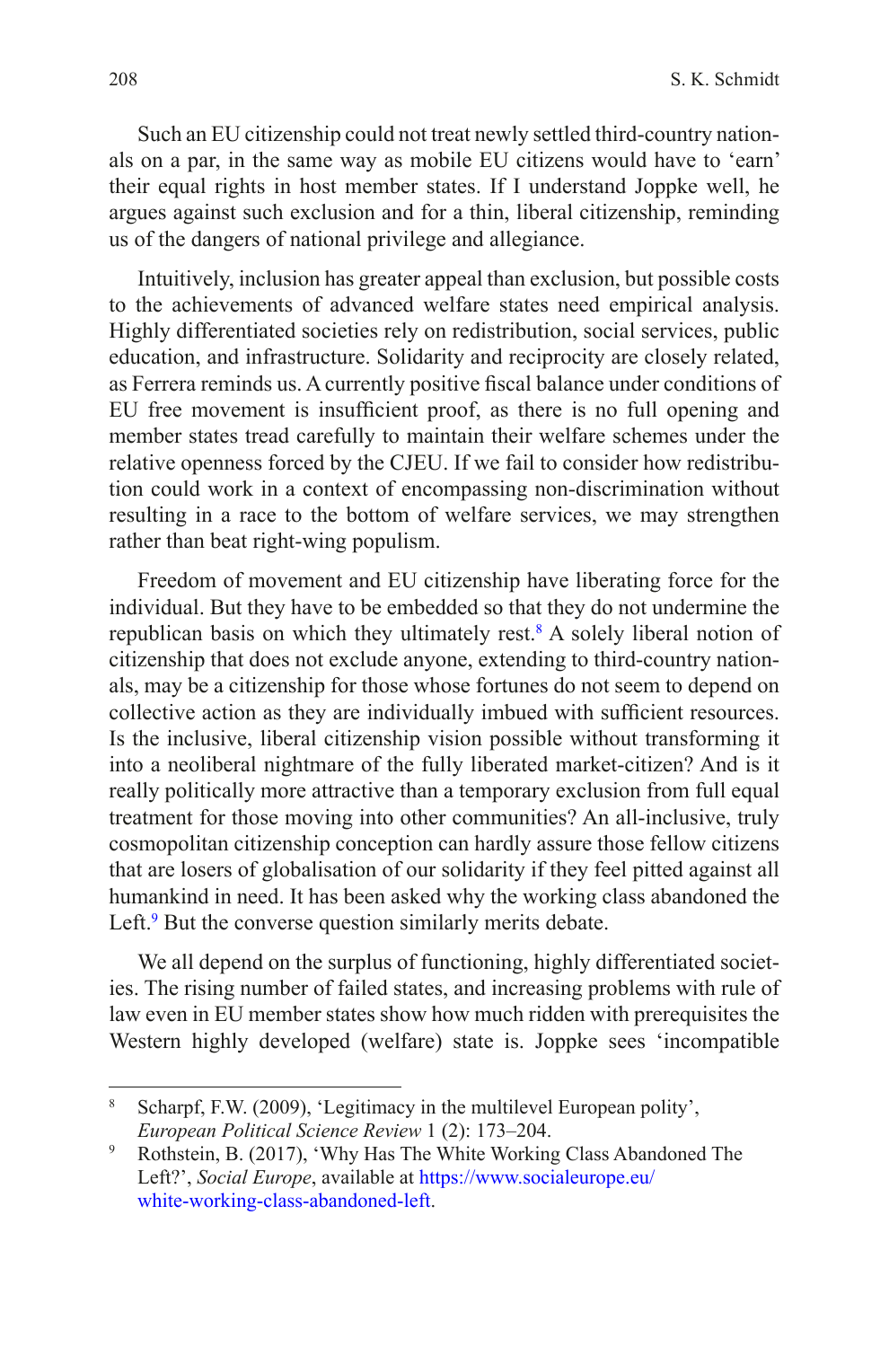Such an EU citizenship could not treat newly settled third-country nationals on a par, in the same way as mobile EU citizens would have to 'earn' their equal rights in host member states. If I understand Joppke well, he argues against such exclusion and for a thin, liberal citizenship, reminding us of the dangers of national privilege and allegiance.

Intuitively, inclusion has greater appeal than exclusion, but possible costs to the achievements of advanced welfare states need empirical analysis. Highly differentiated societies rely on redistribution, social services, public education, and infrastructure. Solidarity and reciprocity are closely related, as Ferrera reminds us. A currently positive fiscal balance under conditions of EU free movement is insufficient proof, as there is no full opening and member states tread carefully to maintain their welfare schemes under the relative openness forced by the CJEU. If we fail to consider how redistribution could work in a context of encompassing non-discrimination without resulting in a race to the bottom of welfare services, we may strengthen rather than beat right-wing populism.

Freedom of movement and EU citizenship have liberating force for the individual. But they have to be embedded so that they do not undermine the republican basis on which they ultimately rest.[8] A solely liberal notion of citizenship that does not exclude anyone, extending to third-country nationals, may be a citizenship for those whose fortunes do not seem to depend on collective action as they are individually imbued with sufficient resources. Is the inclusive, liberal citizenship vision possible without transforming it into a neoliberal nightmare of the fully liberated market-citizen? And is it really politically more attractive than a temporary exclusion from full equal treatment for those moving into other communities? An all-inclusive, truly cosmopolitan citizenship conception can hardly assure those fellow citizens that are losers of globalisation of our solidarity if they feel pitted against all humankind in need. It has been asked why the working class abandoned the Left.[9] But the converse question similarly merits debate.

We all depend on the surplus of functioning, highly differentiated societies. The rising number of failed states, and increasing problems with rule of law even in EU member states show how much ridden with prerequisites the Western highly developed (welfare) state is. Joppke sees 'incompatible

---

[8] Scharpf, F.W. (2009), 'Legitimacy in the multilevel European polity', *European Political Science Review* 1 (2): 173–204.

[9] Rothstein, B. (2017), 'Why Has The White Working Class Abandoned The Left?', *Social Europe*, available at https://www.socialeurope.eu/white-working-class-abandoned-left.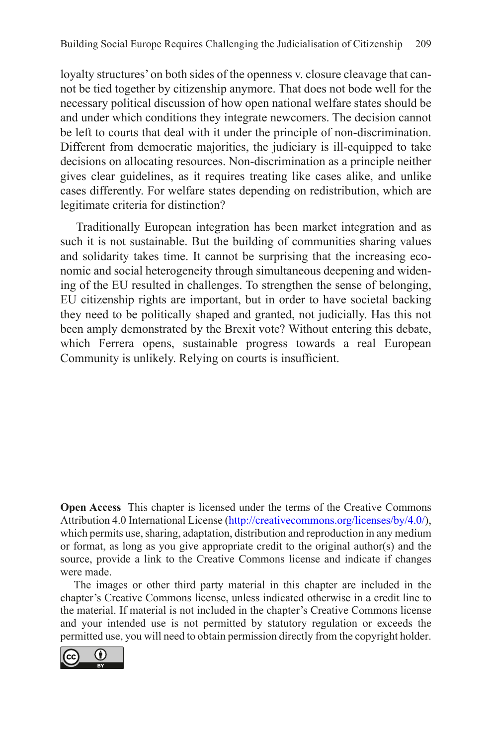loyalty structures' on both sides of the openness v. closure cleavage that cannot be tied together by citizenship anymore. That does not bode well for the necessary political discussion of how open national welfare states should be and under which conditions they integrate newcomers. The decision cannot be left to courts that deal with it under the principle of non-discrimination. Different from democratic majorities, the judiciary is ill-equipped to take decisions on allocating resources. Non-discrimination as a principle neither gives clear guidelines, as it requires treating like cases alike, and unlike cases differently. For welfare states depending on redistribution, which are legitimate criteria for distinction?

Traditionally European integration has been market integration and as such it is not sustainable. But the building of communities sharing values and solidarity takes time. It cannot be surprising that the increasing economic and social heterogeneity through simultaneous deepening and widening of the EU resulted in challenges. To strengthen the sense of belonging, EU citizenship rights are important, but in order to have societal backing they need to be politically shaped and granted, not judicially. Has this not been amply demonstrated by the Brexit vote? Without entering this debate, which Ferrera opens, sustainable progress towards a real European Community is unlikely. Relying on courts is insufficient.

**Open Access** This chapter is licensed under the terms of the Creative Commons Attribution 4.0 International License (http://creativecommons.org/licenses/by/4.0/), which permits use, sharing, adaptation, distribution and reproduction in any medium or format, as long as you give appropriate credit to the original author(s) and the source, provide a link to the Creative Commons license and indicate if changes were made.

The images or other third party material in this chapter are included in the chapter's Creative Commons license, unless indicated otherwise in a credit line to the material. If material is not included in the chapter's Creative Commons license and your intended use is not permitted by statutory regulation or exceeds the permitted use, you will need to obtain permission directly from the copyright holder.